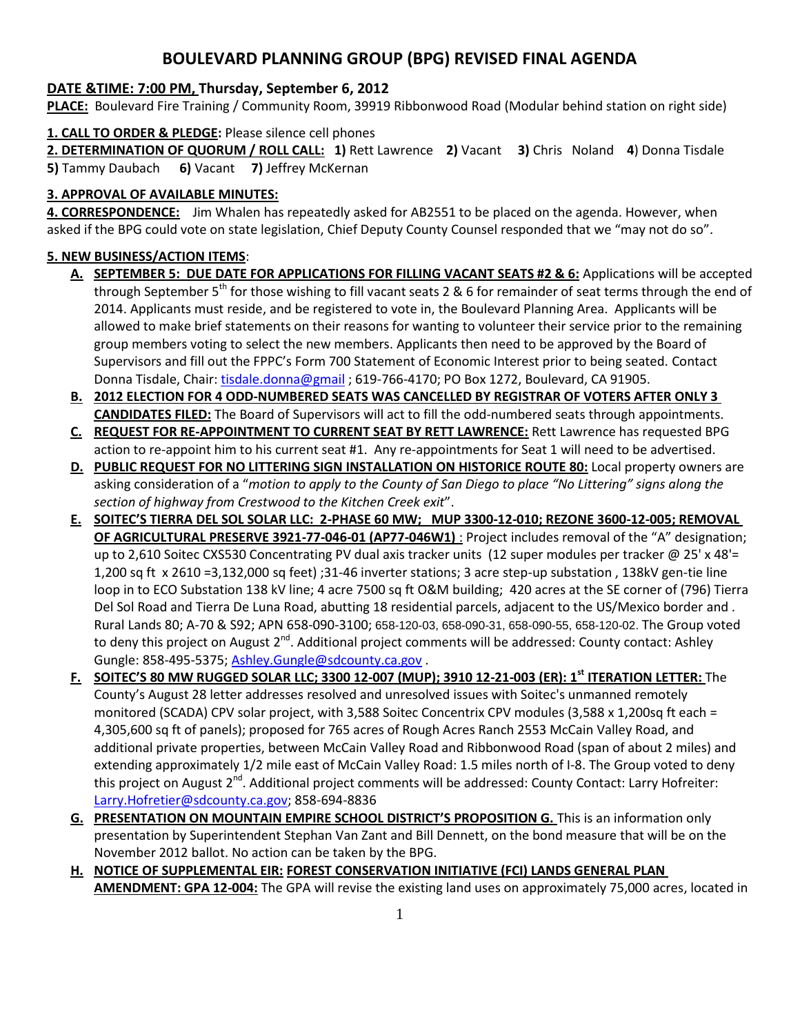# BOULEVARD PLANNING GROUP (BPG) REVISED FINAL AGENDA

**DATE &TIME: 7:00 PM, Thursday, September 6, 2012**

**PLACE:** Boulevard Fire Training / Community Room, 39919 Ribbonwood Road (Modular behind station on right side)

**1. CALL TO ORDER & PLEDGE:** Please silence cell phones

**2. DETERMINATION OF QUORUM / ROLL CALL:** **1)** Rett Lawrence **2)** Vacant **3)** Chris Noland **4**) Donna Tisdale **5)** Tammy Daubach **6)** Vacant **7)** Jeffrey McKernan

**3. APPROVAL OF AVAILABLE MINUTES:**

**4. CORRESPONDENCE:** Jim Whalen has repeatedly asked for AB2551 to be placed on the agenda. However, when asked if the BPG could vote on state legislation, Chief Deputy County Counsel responded that we "may not do so".

**5. NEW BUSINESS/ACTION ITEMS**:

A. **SEPTEMBER 5: DUE DATE FOR APPLICATIONS FOR FILLING VACANT SEATS #2 & 6:** Applications will be accepted through September 5th for those wishing to fill vacant seats 2 & 6 for remainder of seat terms through the end of 2014. Applicants must reside, and be registered to vote in, the Boulevard Planning Area. Applicants will be allowed to make brief statements on their reasons for wanting to volunteer their service prior to the remaining group members voting to select the new members. Applicants then need to be approved by the Board of Supervisors and fill out the FPPC's Form 700 Statement of Economic Interest prior to being seated. Contact Donna Tisdale, Chair: tisdale.donna@gmail ; 619-766-4170; PO Box 1272, Boulevard, CA 91905.

B. **2012 ELECTION FOR 4 ODD-NUMBERED SEATS WAS CANCELLED BY REGISTRAR OF VOTERS AFTER ONLY 3 CANDIDATES FILED:** The Board of Supervisors will act to fill the odd-numbered seats through appointments.

C. **REQUEST FOR RE-APPOINTMENT TO CURRENT SEAT BY RETT LAWRENCE:** Rett Lawrence has requested BPG action to re-appoint him to his current seat #1. Any re-appointments for Seat 1 will need to be advertised.

D. **PUBLIC REQUEST FOR NO LITTERING SIGN INSTALLATION ON HISTORICE ROUTE 80:** Local property owners are asking consideration of a "*motion to apply to the County of San Diego to place "No Littering" signs along the section of highway from Crestwood to the Kitchen Creek exit*".

E. **SOITEC'S TIERRA DEL SOL SOLAR LLC: 2-PHASE 60 MW; MUP 3300-12-010; REZONE 3600-12-005; REMOVAL OF AGRICULTURAL PRESERVE 3921-77-046-01 (AP77-046W1)** : Project includes removal of the "A" designation; up to 2,610 Soitec CXS530 Concentrating PV dual axis tracker units (12 super modules per tracker @ 25' x 48'= 1,200 sq ft x 2610 =3,132,000 sq feet) ;31-46 inverter stations; 3 acre step-up substation , 138kV gen-tie line loop in to ECO Substation 138 kV line; 4 acre 7500 sq ft O&M building; 420 acres at the SE corner of (796) Tierra Del Sol Road and Tierra De Luna Road, abutting 18 residential parcels, adjacent to the US/Mexico border and . Rural Lands 80; A-70 & S92; APN 658-090-3100; 658-120-03, 658-090-31, 658-090-55, 658-120-02. The Group voted to deny this project on August 2nd. Additional project comments will be addressed: County contact: Ashley Gungle: 858-495-5375; Ashley.Gungle@sdcounty.ca.gov .

F. **SOITEC'S 80 MW RUGGED SOLAR LLC; 3300 12-007 (MUP); 3910 12-21-003 (ER): 1st ITERATION LETTER:** The County's August 28 letter addresses resolved and unresolved issues with Soitec's unmanned remotely monitored (SCADA) CPV solar project, with 3,588 Soitec Concentrix CPV modules (3,588 x 1,200sq ft each = 4,305,600 sq ft of panels); proposed for 765 acres of Rough Acres Ranch 2553 McCain Valley Road, and additional private properties, between McCain Valley Road and Ribbonwood Road (span of about 2 miles) and extending approximately 1/2 mile east of McCain Valley Road: 1.5 miles north of I-8. The Group voted to deny this project on August 2nd. Additional project comments will be addressed: County Contact: Larry Hofreiter: Larry.Hofretier@sdcounty.ca.gov; 858-694-8836

G. **PRESENTATION ON MOUNTAIN EMPIRE SCHOOL DISTRICT'S PROPOSITION G.** This is an information only presentation by Superintendent Stephan Van Zant and Bill Dennett, on the bond measure that will be on the November 2012 ballot. No action can be taken by the BPG.

H. **NOTICE OF SUPPLEMENTAL EIR: FOREST CONSERVATION INITIATIVE (FCI) LANDS GENERAL PLAN AMENDMENT: GPA 12-004:** The GPA will revise the existing land uses on approximately 75,000 acres, located in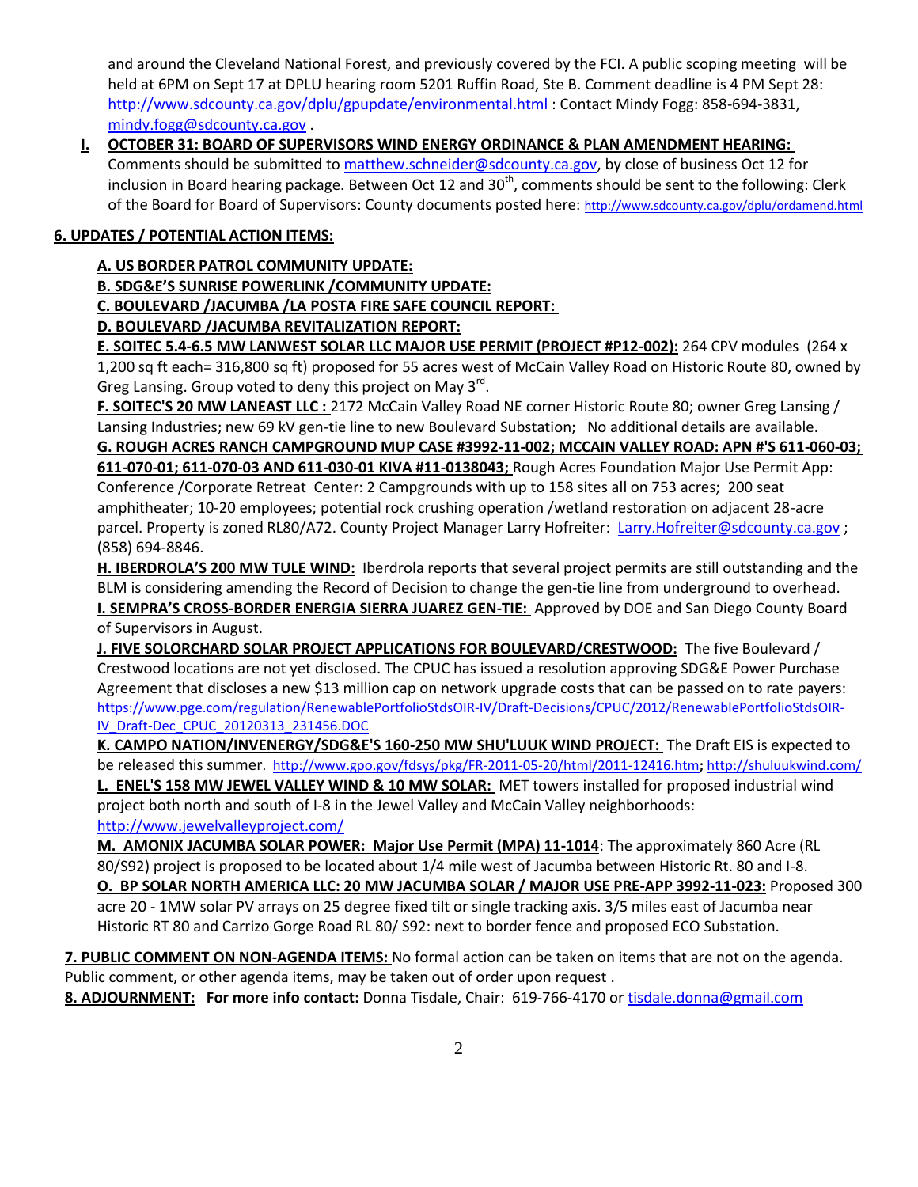and around the Cleveland National Forest, and previously covered by the FCI. A public scoping meeting will be held at 6PM on Sept 17 at DPLU hearing room 5201 Ruffin Road, Ste B. Comment deadline is 4 PM Sept 28: http://www.sdcounty.ca.gov/dplu/gpupdate/environmental.html : Contact Mindy Fogg: 858-694-3831, mindy.fogg@sdcounty.ca.gov .

**I. OCTOBER 31: BOARD OF SUPERVISORS WIND ENERGY ORDINANCE & PLAN AMENDMENT HEARING:** Comments should be submitted to matthew.schneider@sdcounty.ca.gov, by close of business Oct 12 for inclusion in Board hearing package. Between Oct 12 and 30th, comments should be sent to the following: Clerk of the Board for Board of Supervisors: County documents posted here: http://www.sdcounty.ca.gov/dplu/ordamend.html

**6. UPDATES / POTENTIAL ACTION ITEMS:**

**A. US BORDER PATROL COMMUNITY UPDATE:**

**B. SDG&E'S SUNRISE POWERLINK /COMMUNITY UPDATE:**

**C. BOULEVARD /JACUMBA /LA POSTA FIRE SAFE COUNCIL REPORT:**

**D. BOULEVARD /JACUMBA REVITALIZATION REPORT:**

**E. SOITEC 5.4-6.5 MW LANWEST SOLAR LLC MAJOR USE PERMIT (PROJECT #P12-002):** 264 CPV modules (264 x 1,200 sq ft each= 316,800 sq ft) proposed for 55 acres west of McCain Valley Road on Historic Route 80, owned by Greg Lansing. Group voted to deny this project on May 3rd.

**F. SOITEC'S 20 MW LANEAST LLC :** 2172 McCain Valley Road NE corner Historic Route 80; owner Greg Lansing / Lansing Industries; new 69 kV gen-tie line to new Boulevard Substation; No additional details are available.

**G. ROUGH ACRES RANCH CAMPGROUND MUP CASE #3992-11-002; MCCAIN VALLEY ROAD: APN #'S 611-060-03; 611-070-01; 611-070-03 AND 611-030-01 KIVA #11-0138043;** Rough Acres Foundation Major Use Permit App: Conference /Corporate Retreat Center: 2 Campgrounds with up to 158 sites all on 753 acres; 200 seat amphitheater; 10-20 employees; potential rock crushing operation /wetland restoration on adjacent 28-acre parcel. Property is zoned RL80/A72. County Project Manager Larry Hofreiter: Larry.Hofreiter@sdcounty.ca.gov ; (858) 694-8846.

**H. IBERDROLA'S 200 MW TULE WIND:** Iberdrola reports that several project permits are still outstanding and the BLM is considering amending the Record of Decision to change the gen-tie line from underground to overhead.

**I. SEMPRA'S CROSS-BORDER ENERGIA SIERRA JUAREZ GEN-TIE:** Approved by DOE and San Diego County Board of Supervisors in August.

**J. FIVE SOLORCHARD SOLAR PROJECT APPLICATIONS FOR BOULEVARD/CRESTWOOD:** The five Boulevard / Crestwood locations are not yet disclosed. The CPUC has issued a resolution approving SDG&E Power Purchase Agreement that discloses a new $13 million cap on network upgrade costs that can be passed on to rate payers: https://www.pge.com/regulation/RenewablePortfolioStdsOIR-IV/Draft-Decisions/CPUC/2012/RenewablePortfolioStdsOIR-IV_Draft-Dec_CPUC_20120313_231456.DOC

**K. CAMPO NATION/INVENERGY/SDG&E'S 160-250 MW SHU'LUUK WIND PROJECT:** The Draft EIS is expected to be released this summer. http://www.gpo.gov/fdsys/pkg/FR-2011-05-20/html/2011-12416.htm; http://shuluukwind.com/

**L. ENEL'S 158 MW JEWEL VALLEY WIND & 10 MW SOLAR:** MET towers installed for proposed industrial wind project both north and south of I-8 in the Jewel Valley and McCain Valley neighborhoods: http://www.jewelvalleyproject.com/

**M. AMONIX JACUMBA SOLAR POWER: Major Use Permit (MPA) 11-1014**: The approximately 860 Acre (RL 80/S92) project is proposed to be located about 1/4 mile west of Jacumba between Historic Rt. 80 and I-8.

**O. BP SOLAR NORTH AMERICA LLC: 20 MW JACUMBA SOLAR / MAJOR USE PRE-APP 3992-11-023:** Proposed 300 acre 20 - 1MW solar PV arrays on 25 degree fixed tilt or single tracking axis. 3/5 miles east of Jacumba near Historic RT 80 and Carrizo Gorge Road RL 80/ S92: next to border fence and proposed ECO Substation.

**7. PUBLIC COMMENT ON NON-AGENDA ITEMS:** No formal action can be taken on items that are not on the agenda. Public comment, or other agenda items, may be taken out of order upon request .

**8. ADJOURNMENT:** **For more info contact:** Donna Tisdale, Chair: 619-766-4170 or tisdale.donna@gmail.com